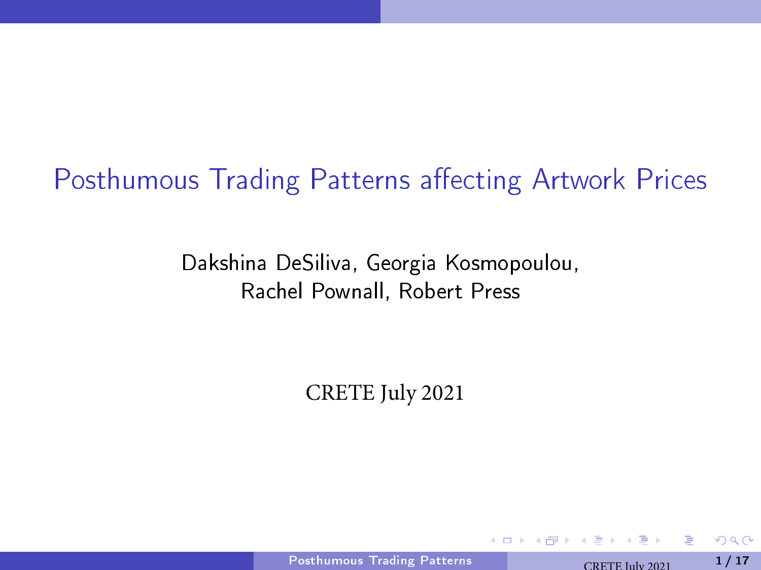# Posthumous Trading Patterns affecting Artwork Prices

Dakshina DeSiliva, Georgia Kosmopoulou,
Rachel Pownall, Robert Press

CRETE July 2021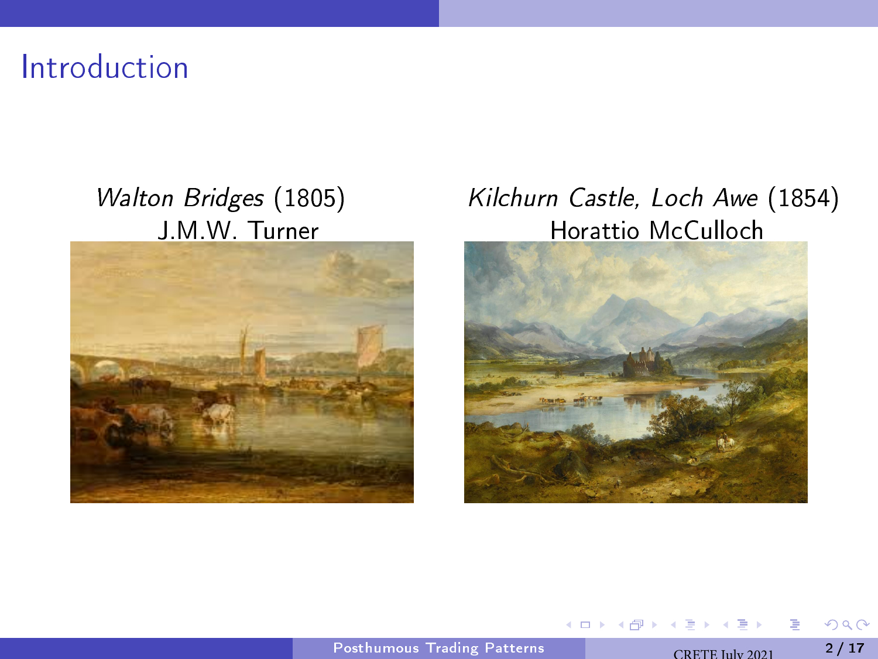# Introduction

*Walton Bridges* (1805)
J.M.W. Turner

*Kilchurn Castle, Loch Awe* (1854)
Horattio McCulloch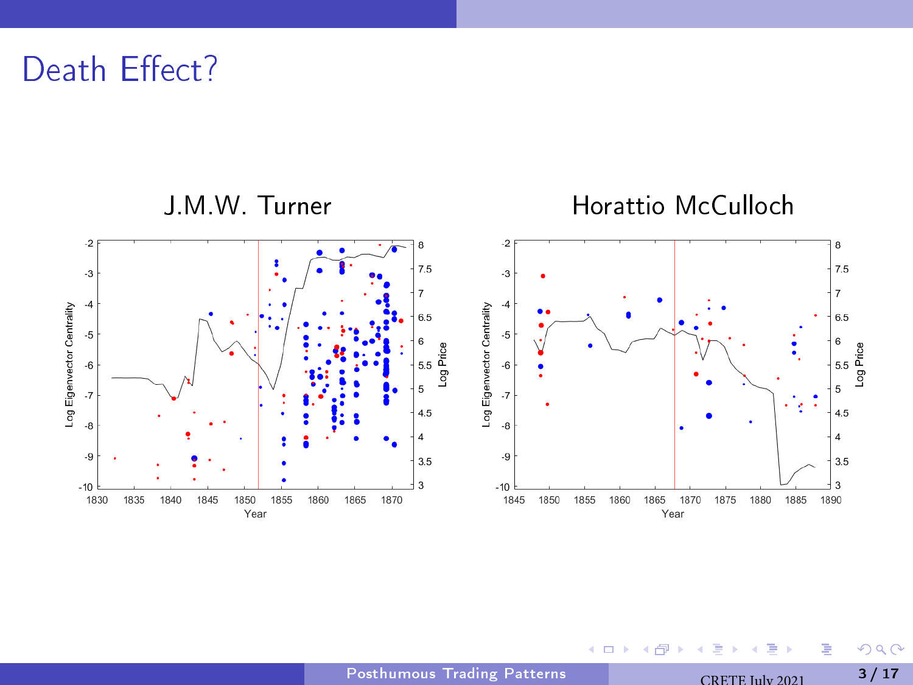# Death Effect?

J.M.W. Turner

Horattio McCulloch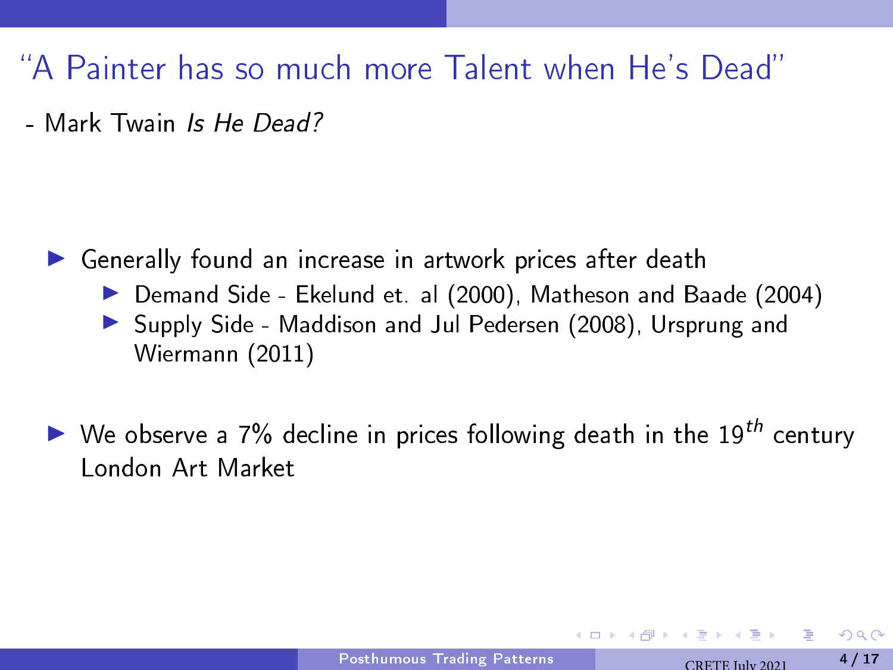# "A Painter has so much more Talent when He's Dead"

- Mark Twain *Is He Dead?*

- Generally found an increase in artwork prices after death
  - Demand Side - Ekelund et. al (2000), Matheson and Baade (2004)
  - Supply Side - Maddison and Jul Pedersen (2008), Ursprung and Wiermann (2011)

- We observe a 7% decline in prices following death in the 19$^{th}$ century London Art Market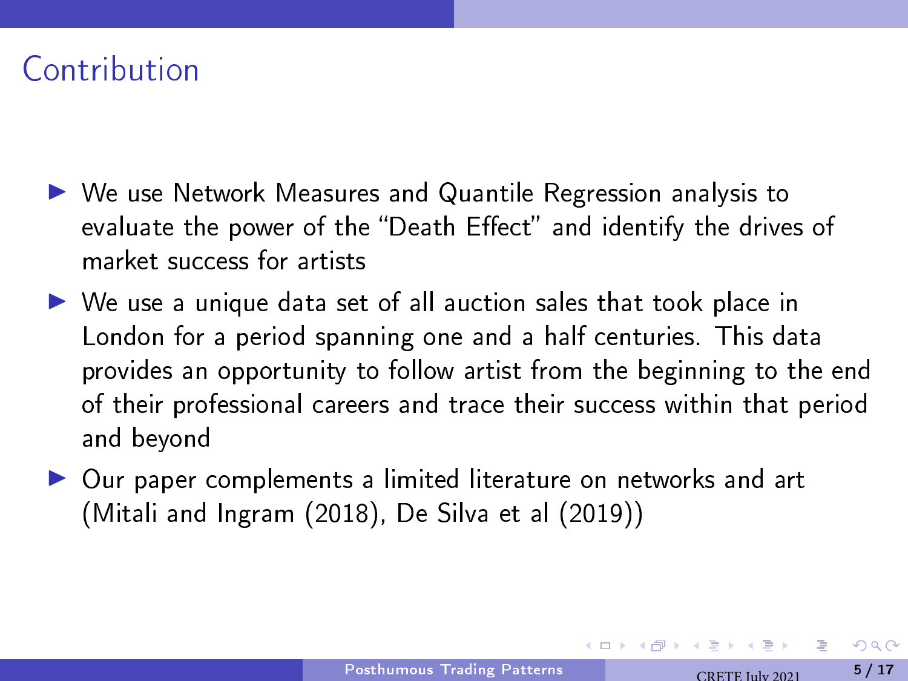# Contribution

- We use Network Measures and Quantile Regression analysis to evaluate the power of the "Death Effect" and identify the drives of market success for artists
- We use a unique data set of all auction sales that took place in London for a period spanning one and a half centuries. This data provides an opportunity to follow artist from the beginning to the end of their professional careers and trace their success within that period and beyond
- Our paper complements a limited literature on networks and art (Mitali and Ingram (2018), De Silva et al (2019))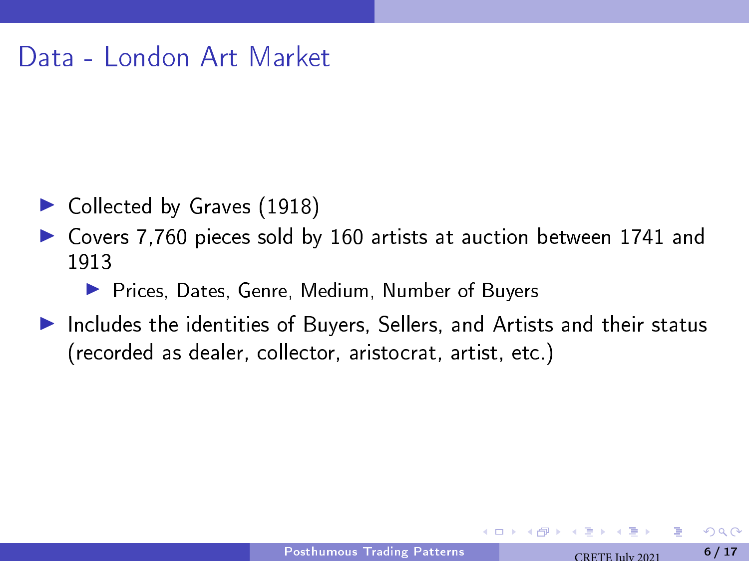# Data - London Art Market

- Collected by Graves (1918)
- Covers 7,760 pieces sold by 160 artists at auction between 1741 and 1913
  - Prices, Dates, Genre, Medium, Number of Buyers
- Includes the identities of Buyers, Sellers, and Artists and their status (recorded as dealer, collector, aristocrat, artist, etc.)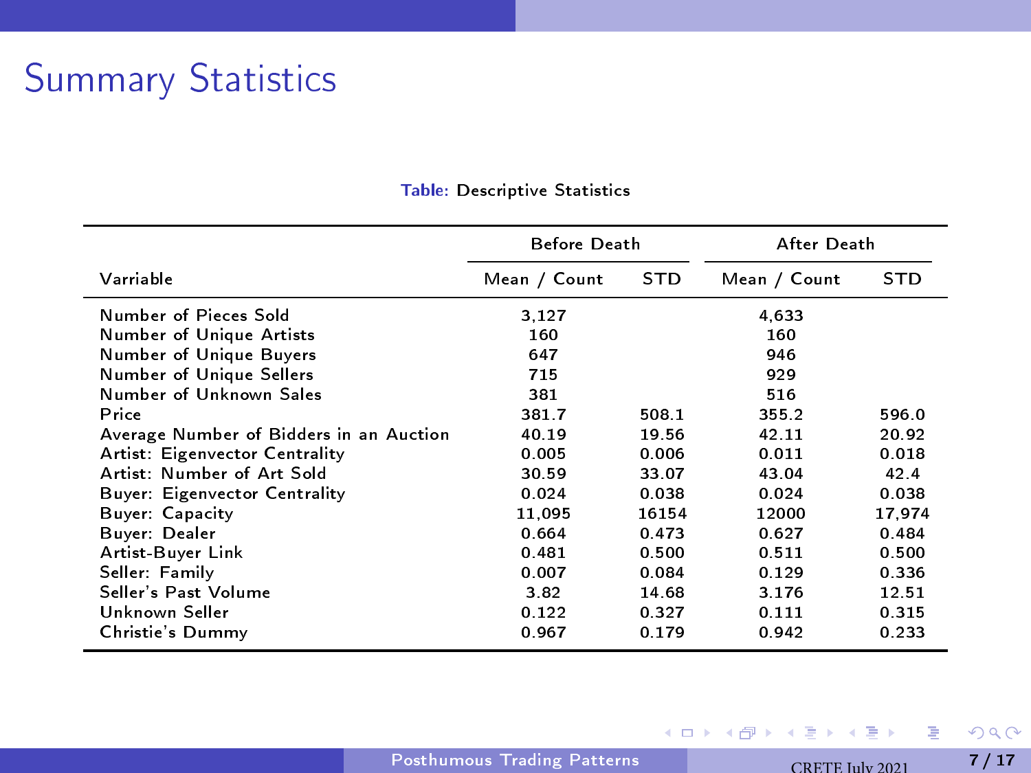# Summary Statistics

Table: Descriptive Statistics

| | Before Death | | After Death | |
|---|---|---|---|---|
| Varriable | Mean / Count | STD | Mean / Count | STD |
| Number of Pieces Sold | 3,127 | | 4,633 | |
| Number of Unique Artists | 160 | | 160 | |
| Number of Unique Buyers | 647 | | 946 | |
| Number of Unique Sellers | 715 | | 929 | |
| Number of Unknown Sales | 381 | | 516 | |
| Price | 381.7 | 508.1 | 355.2 | 596.0 |
| Average Number of Bidders in an Auction | 40.19 | 19.56 | 42.11 | 20.92 |
| Artist: Eigenvector Centrality | 0.005 | 0.006 | 0.011 | 0.018 |
| Artist: Number of Art Sold | 30.59 | 33.07 | 43.04 | 42.4 |
| Buyer: Eigenvector Centrality | 0.024 | 0.038 | 0.024 | 0.038 |
| Buyer: Capacity | 11,095 | 16154 | 12000 | 17,974 |
| Buyer: Dealer | 0.664 | 0.473 | 0.627 | 0.484 |
| Artist-Buyer Link | 0.481 | 0.500 | 0.511 | 0.500 |
| Seller: Family | 0.007 | 0.084 | 0.129 | 0.336 |
| Seller's Past Volume | 3.82 | 14.68 | 3.176 | 12.51 |
| Unknown Seller | 0.122 | 0.327 | 0.111 | 0.315 |
| Christie's Dummy | 0.967 | 0.179 | 0.942 | 0.233 |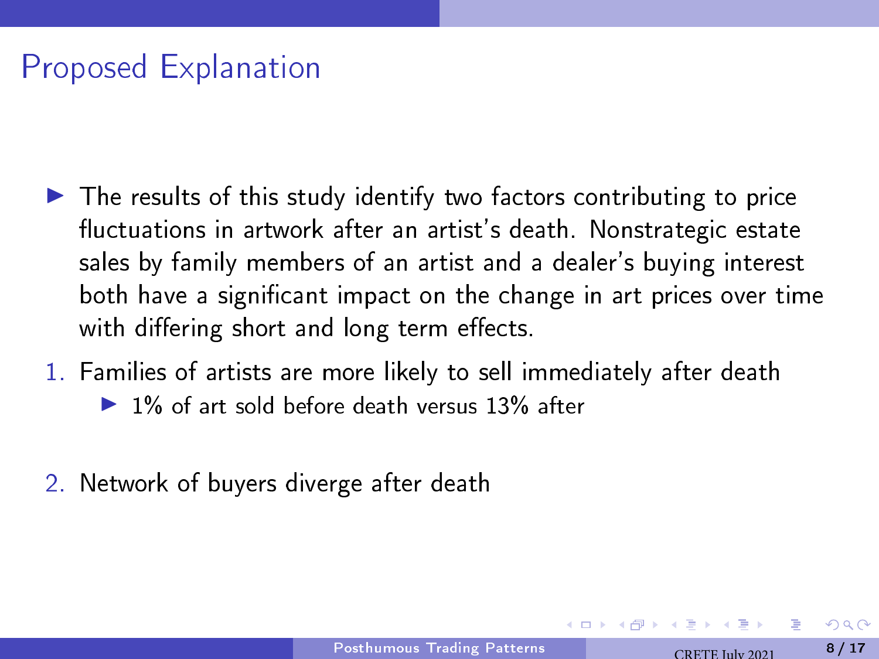# Proposed Explanation

- The results of this study identify two factors contributing to price fluctuations in artwork after an artist's death. Nonstrategic estate sales by family members of an artist and a dealer's buying interest both have a significant impact on the change in art prices over time with differing short and long term effects.

1. Families of artists are more likely to sell immediately after death
   - 1% of art sold before death versus 13% after
2. Network of buyers diverge after death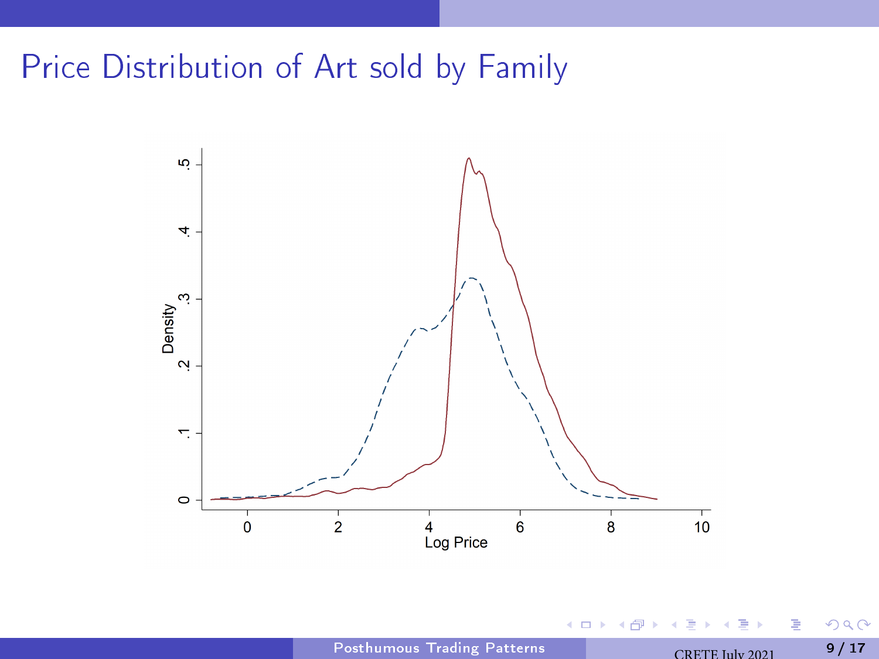# Price Distribution of Art sold by Family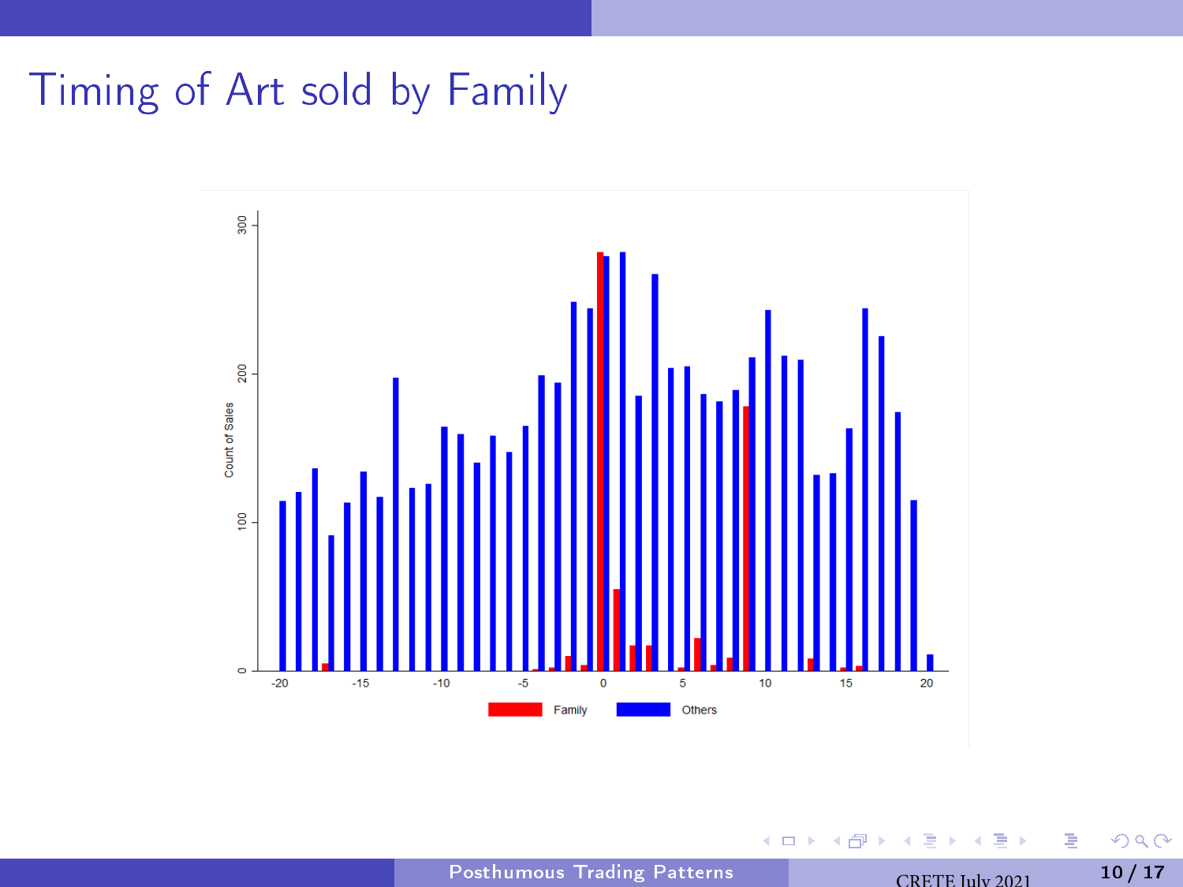# Timing of Art sold by Family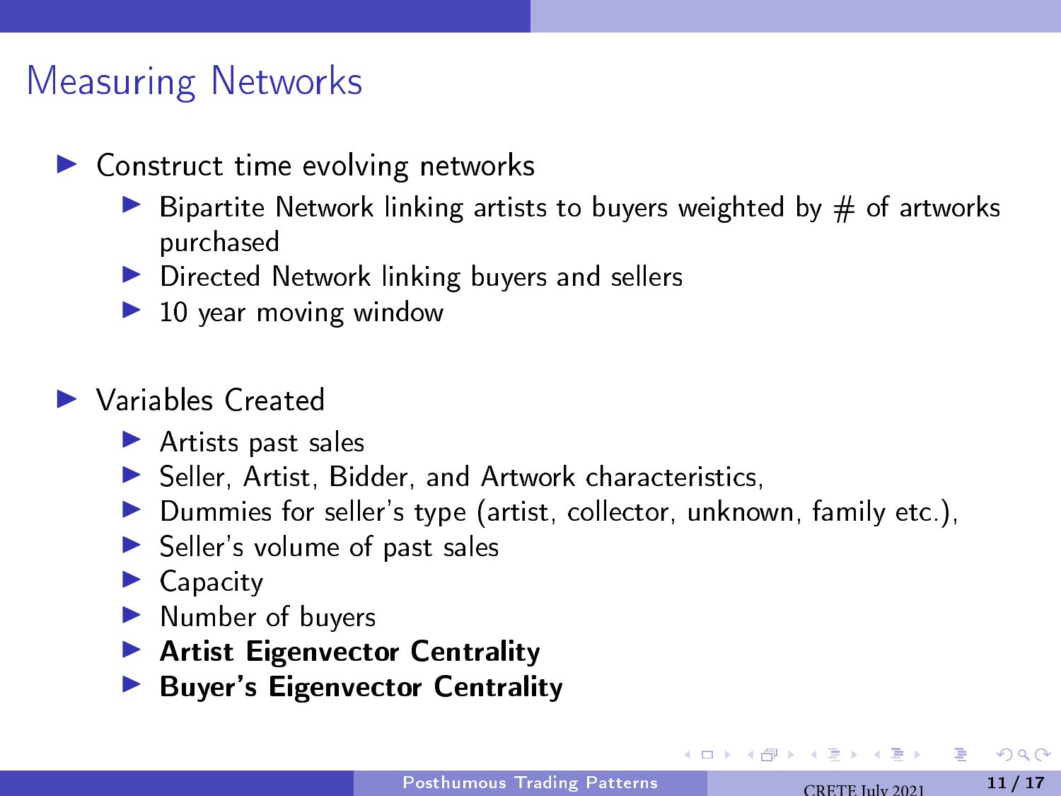# Measuring Networks

- Construct time evolving networks
  - Bipartite Network linking artists to buyers weighted by # of artworks purchased
  - Directed Network linking buyers and sellers
  - 10 year moving window
- Variables Created
  - Artists past sales
  - Seller, Artist, Bidder, and Artwork characteristics,
  - Dummies for seller's type (artist, collector, unknown, family etc.),
  - Seller's volume of past sales
  - Capacity
  - Number of buyers
  - **Artist Eigenvector Centrality**
  - **Buyer's Eigenvector Centrality**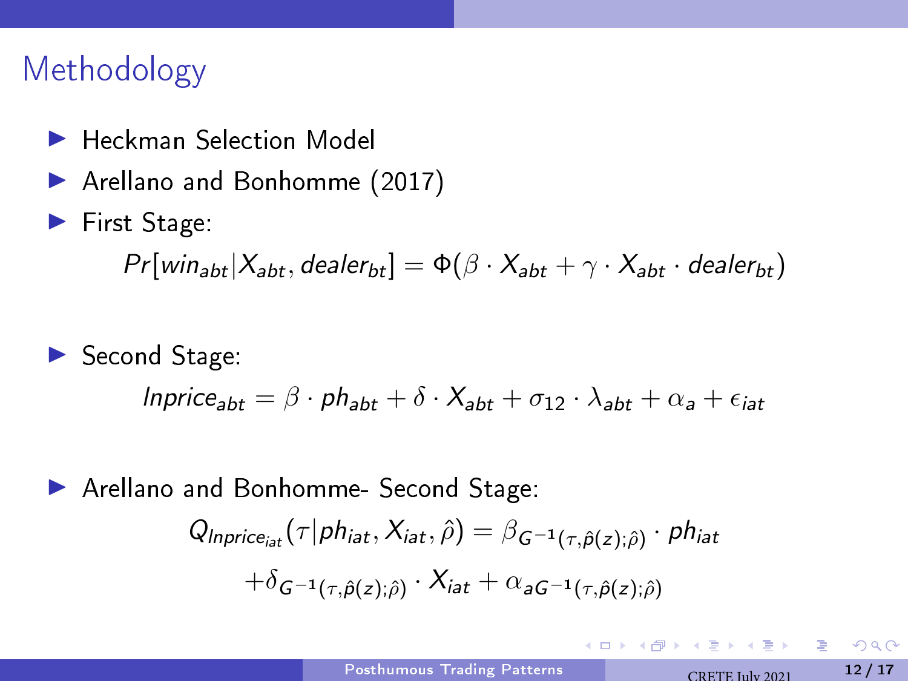# Methodology

- Heckman Selection Model
- Arellano and Bonhomme (2017)
- First Stage:

$$Pr[win_{abt}|X_{abt}, dealer_{bt}] = \Phi(\beta \cdot X_{abt} + \gamma \cdot X_{abt} \cdot dealer_{bt})$$

- Second Stage:

$$lnprice_{abt} = \beta \cdot ph_{abt} + \delta \cdot X_{abt} + \sigma_{12} \cdot \lambda_{abt} + \alpha_a + \epsilon_{iat}$$

- Arellano and Bonhomme- Second Stage:

$$Q_{lnprice_{iat}}(\tau|ph_{iat}, X_{iat}, \hat{\rho}) = \beta_{G^{-1}(\tau,\hat{p}(z);\hat{\rho})} \cdot ph_{iat}$$
$$+\delta_{G^{-1}(\tau,\hat{p}(z);\hat{\rho})} \cdot X_{iat} + \alpha_{aG^{-1}(\tau,\hat{p}(z);\hat{\rho})}$$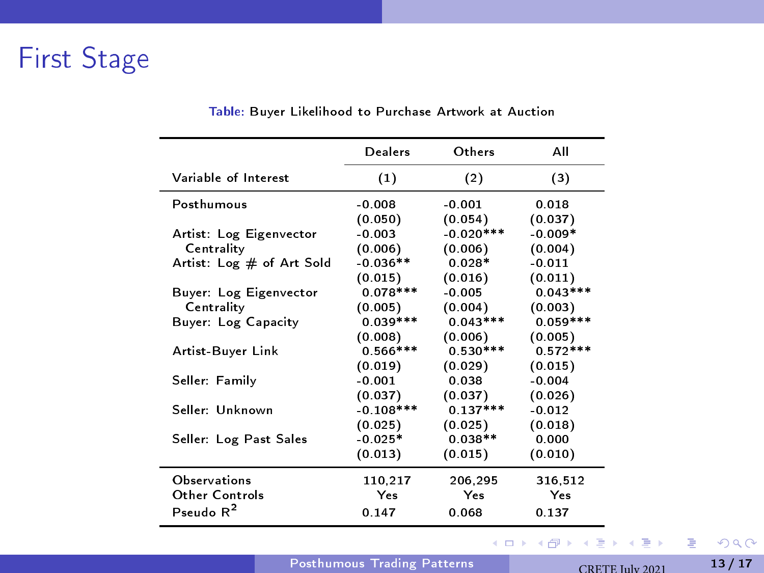# First Stage

Table: Buyer Likelihood to Purchase Artwork at Auction

| | Dealers | Others | All |
|---|---|---|---|
| Variable of Interest | (1) | (2) | (3) |
| Posthumous | -0.008 | -0.001 | 0.018 |
| | (0.050) | (0.054) | (0.037) |
| Artist: Log Eigenvector Centrality | -0.003 | -0.020*** | -0.009* |
| | (0.006) | (0.006) | (0.004) |
| Artist: Log # of Art Sold | -0.036** | 0.028* | -0.011 |
| | (0.015) | (0.016) | (0.011) |
| Buyer: Log Eigenvector Centrality | 0.078*** | -0.005 | 0.043*** |
| | (0.005) | (0.004) | (0.003) |
| Buyer: Log Capacity | 0.039*** | 0.043*** | 0.059*** |
| | (0.008) | (0.006) | (0.005) |
| Artist-Buyer Link | 0.566*** | 0.530*** | 0.572*** |
| | (0.019) | (0.029) | (0.015) |
| Seller: Family | -0.001 | 0.038 | -0.004 |
| | (0.037) | (0.037) | (0.026) |
| Seller: Unknown | -0.108*** | 0.137*** | -0.012 |
| | (0.025) | (0.025) | (0.018) |
| Seller: Log Past Sales | -0.025* | 0.038** | 0.000 |
| | (0.013) | (0.015) | (0.010) |
| Observations | 110,217 | 206,295 | 316,512 |
| Other Controls | Yes | Yes | Yes |
| Pseudo $R^2$ | 0.147 | 0.068 | 0.137 |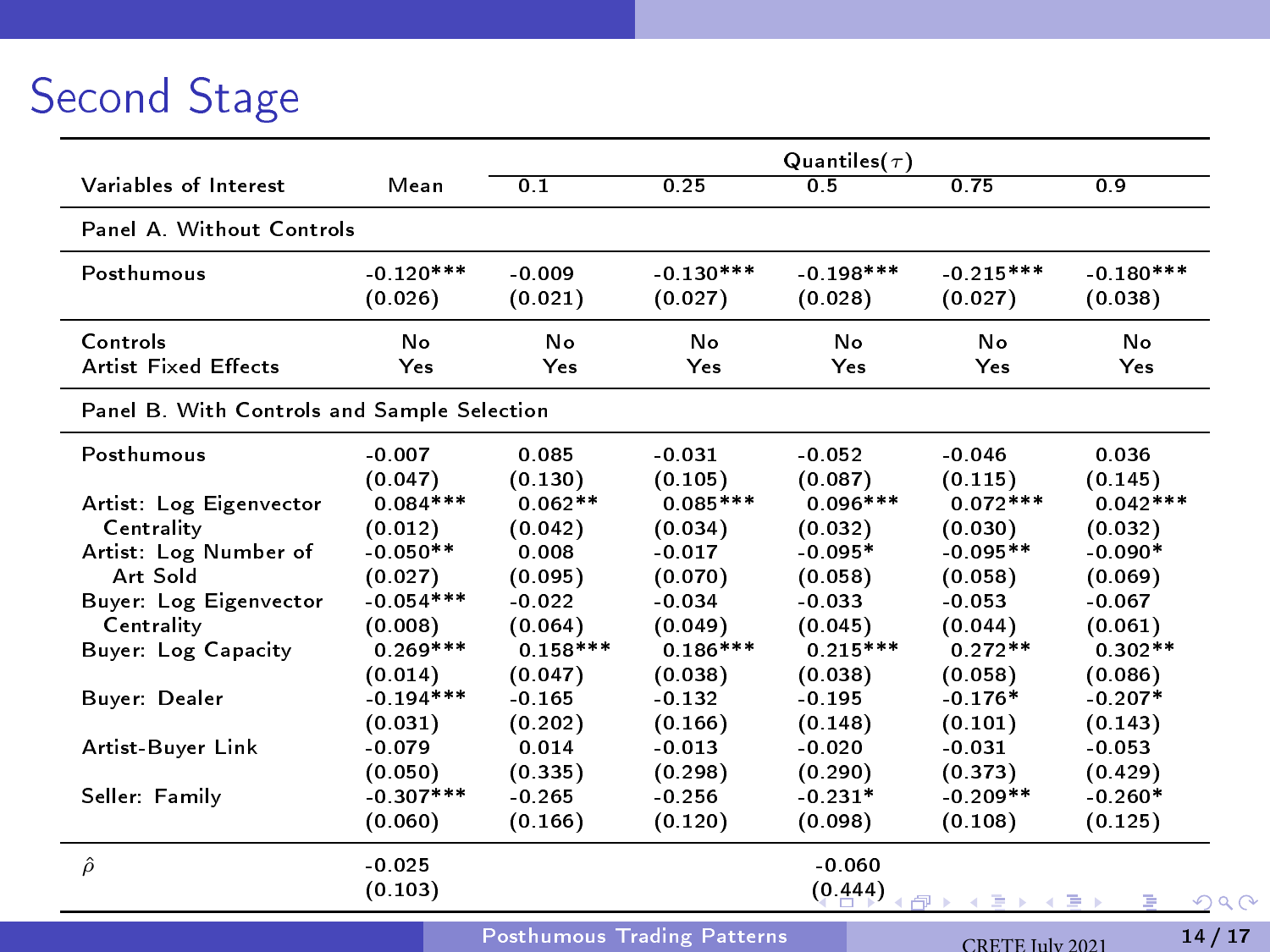## Second Stage

| Variables of Interest | Mean | Quantiles($\tau$) | | | | |
|---|---|---|---|---|---|---|
| | | 0.1 | 0.25 | 0.5 | 0.75 | 0.9 |
| **Panel A. Without Controls** | | | | | | |
| Posthumous | -0.120*** | -0.009 | -0.130*** | -0.198*** | -0.215*** | -0.180*** |
| | (0.026) | (0.021) | (0.027) | (0.028) | (0.027) | (0.038) |
| Controls | No | No | No | No | No | No |
| Artist Fixed Effects | Yes | Yes | Yes | Yes | Yes | Yes |
| **Panel B. With Controls and Sample Selection** | | | | | | |
| Posthumous | -0.007 | 0.085 | -0.031 | -0.052 | -0.046 | 0.036 |
| | (0.047) | (0.130) | (0.105) | (0.087) | (0.115) | (0.145) |
| Artist: Log Eigenvector Centrality | 0.084*** | 0.062** | 0.085*** | 0.096*** | 0.072*** | 0.042*** |
| | (0.012) | (0.042) | (0.034) | (0.032) | (0.030) | (0.032) |
| Artist: Log Number of Art Sold | -0.050** | 0.008 | -0.017 | -0.095* | -0.095** | -0.090* |
| | (0.027) | (0.095) | (0.070) | (0.058) | (0.058) | (0.069) |
| Buyer: Log Eigenvector Centrality | -0.054*** | -0.022 | -0.034 | -0.033 | -0.053 | -0.067 |
| | (0.008) | (0.064) | (0.049) | (0.045) | (0.044) | (0.061) |
| Buyer: Log Capacity | 0.269*** | 0.158*** | 0.186*** | 0.215*** | 0.272** | 0.302** |
| | (0.014) | (0.047) | (0.038) | (0.038) | (0.058) | (0.086) |
| Buyer: Dealer | -0.194*** | -0.165 | -0.132 | -0.195 | -0.176* | -0.207* |
| | (0.031) | (0.202) | (0.166) | (0.148) | (0.101) | (0.143) |
| Artist-Buyer Link | -0.079 | 0.014 | -0.013 | -0.020 | -0.031 | -0.053 |
| | (0.050) | (0.335) | (0.298) | (0.290) | (0.373) | (0.429) |
| Seller: Family | -0.307*** | -0.265 | -0.256 | -0.231* | -0.209** | -0.260* |
| | (0.060) | (0.166) | (0.120) | (0.098) | (0.108) | (0.125) |
| $\hat{\rho}$ | -0.025 | | | -0.060 | | |
| | (0.103) | | | (0.444) | | |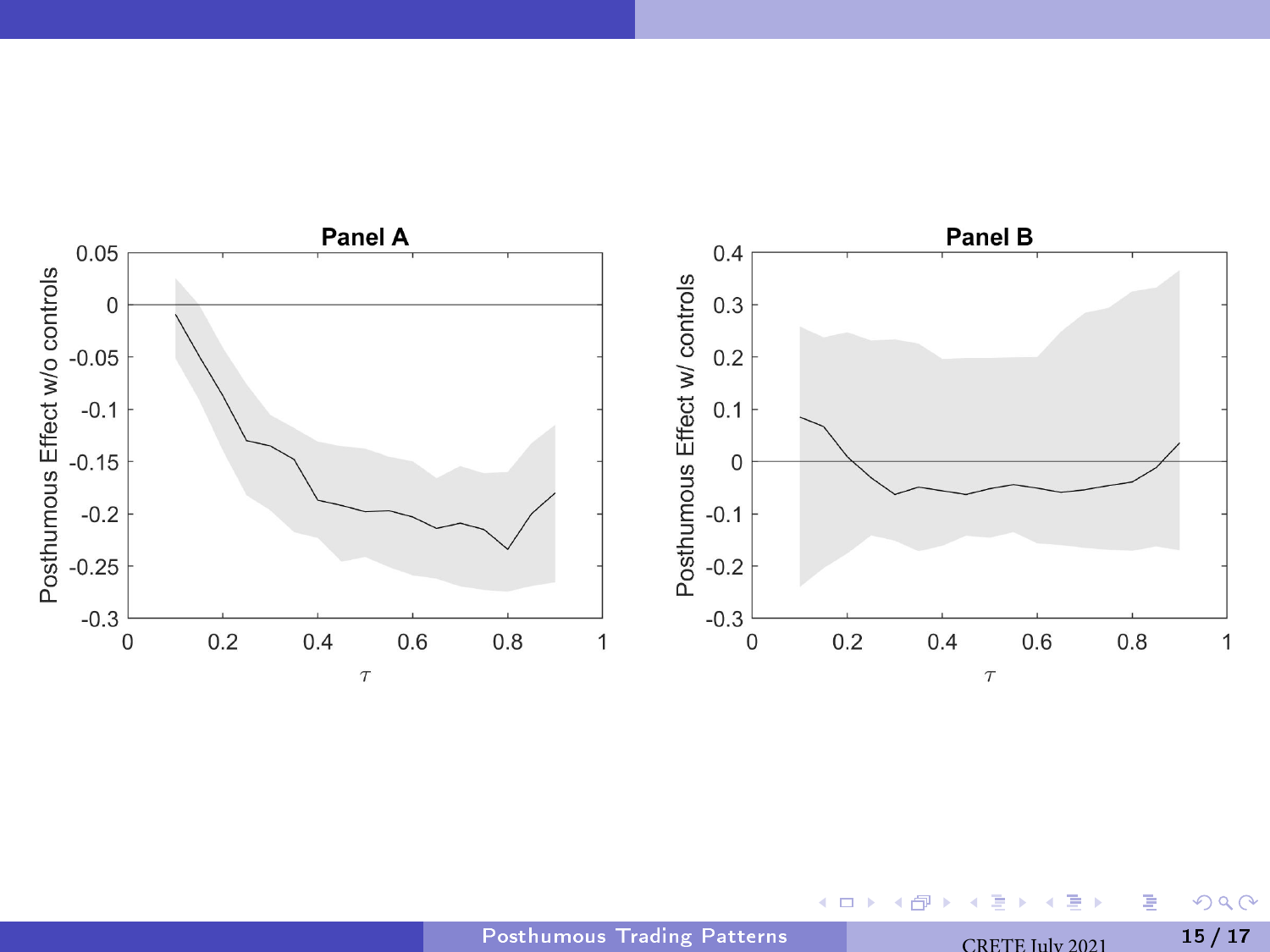**Panel A**

**Panel B**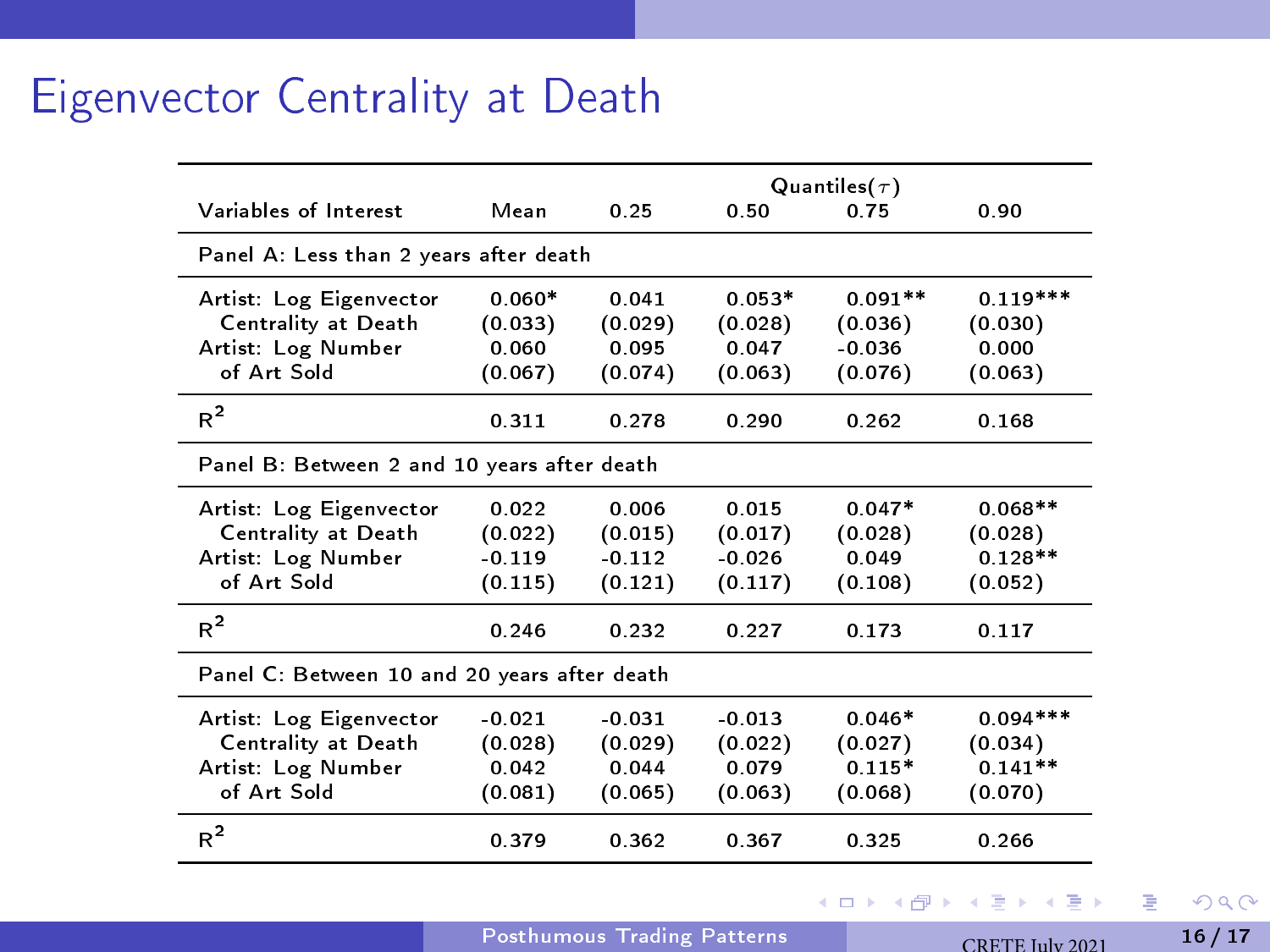# Eigenvector Centrality at Death

| Variables of Interest | Mean | Quantiles($\tau$) 0.25 | 0.50 | 0.75 | 0.90 |
|---|---|---|---|---|---|
| **Panel A: Less than 2 years after death** | | | | | |
| Artist: Log Eigenvector Centrality at Death | 0.060* | 0.041 | 0.053* | 0.091** | 0.119*** |
| | (0.033) | (0.029) | (0.028) | (0.036) | (0.030) |
| Artist: Log Number of Art Sold | 0.060 | 0.095 | 0.047 | -0.036 | 0.000 |
| | (0.067) | (0.074) | (0.063) | (0.076) | (0.063) |
| $R^2$ | 0.311 | 0.278 | 0.290 | 0.262 | 0.168 |
| **Panel B: Between 2 and 10 years after death** | | | | | |
| Artist: Log Eigenvector Centrality at Death | 0.022 | 0.006 | 0.015 | 0.047* | 0.068** |
| | (0.022) | (0.015) | (0.017) | (0.028) | (0.028) |
| Artist: Log Number of Art Sold | -0.119 | -0.112 | -0.026 | 0.049 | 0.128** |
| | (0.115) | (0.121) | (0.117) | (0.108) | (0.052) |
| $R^2$ | 0.246 | 0.232 | 0.227 | 0.173 | 0.117 |
| **Panel C: Between 10 and 20 years after death** | | | | | |
| Artist: Log Eigenvector Centrality at Death | -0.021 | -0.031 | -0.013 | 0.046* | 0.094*** |
| | (0.028) | (0.029) | (0.022) | (0.027) | (0.034) |
| Artist: Log Number of Art Sold | 0.042 | 0.044 | 0.079 | 0.115* | 0.141** |
| | (0.081) | (0.065) | (0.063) | (0.068) | (0.070) |
| $R^2$ | 0.379 | 0.362 | 0.367 | 0.325 | 0.266 |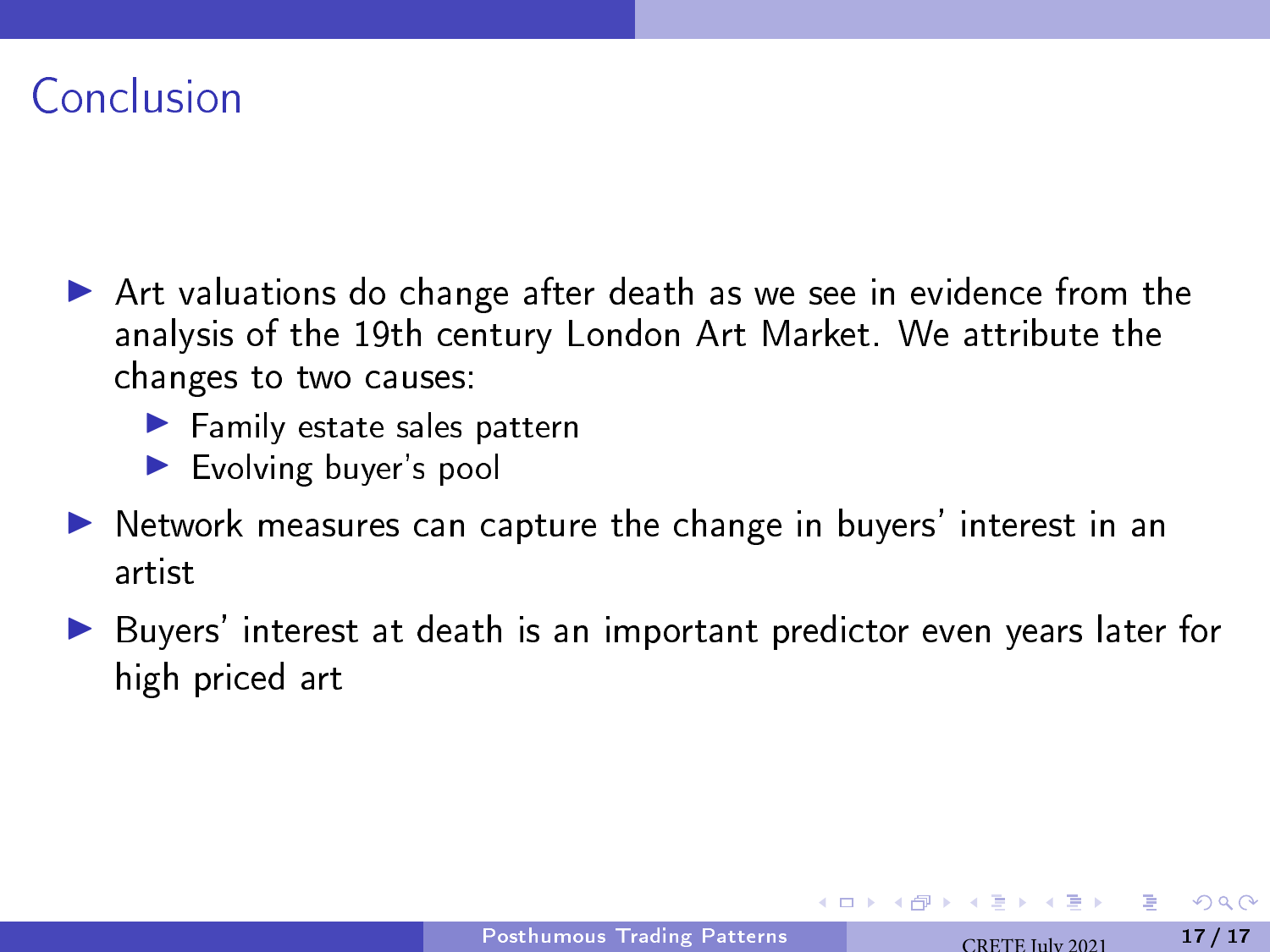# Conclusion

- Art valuations do change after death as we see in evidence from the analysis of the 19th century London Art Market. We attribute the changes to two causes:
  - Family estate sales pattern
  - Evolving buyer's pool
- Network measures can capture the change in buyers' interest in an artist
- Buyers' interest at death is an important predictor even years later for high priced art